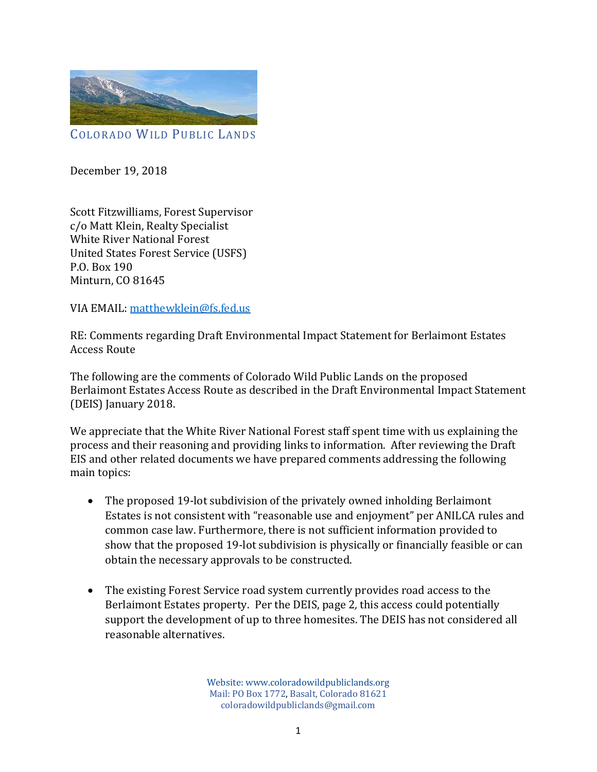COLORADO WILD PUBLIC LANDS

December 19, 2018

Scott Fitzwilliams, Forest Supervisor
c/o Matt Klein, Realty Specialist
White River National Forest
United States Forest Service (USFS)
P.O. Box 190
Minturn, CO 81645

VIA EMAIL: matthewklein@fs.fed.us

RE: Comments regarding Draft Environmental Impact Statement for Berlaimont Estates Access Route

The following are the comments of Colorado Wild Public Lands on the proposed Berlaimont Estates Access Route as described in the Draft Environmental Impact Statement (DEIS) January 2018.

We appreciate that the White River National Forest staff spent time with us explaining the process and their reasoning and providing links to information. After reviewing the Draft EIS and other related documents we have prepared comments addressing the following main topics:

- The proposed 19-lot subdivision of the privately owned inholding Berlaimont Estates is not consistent with "reasonable use and enjoyment" per ANILCA rules and common case law. Furthermore, there is not sufficient information provided to show that the proposed 19-lot subdivision is physically or financially feasible or can obtain the necessary approvals to be constructed.

- The existing Forest Service road system currently provides road access to the Berlaimont Estates property. Per the DEIS, page 2, this access could potentially support the development of up to three homesites. The DEIS has not considered all reasonable alternatives.

Website: www.coloradowildpubliclands.org
Mail: PO Box 1772, Basalt, Colorado 81621
coloradowildpubliclands@gmail.com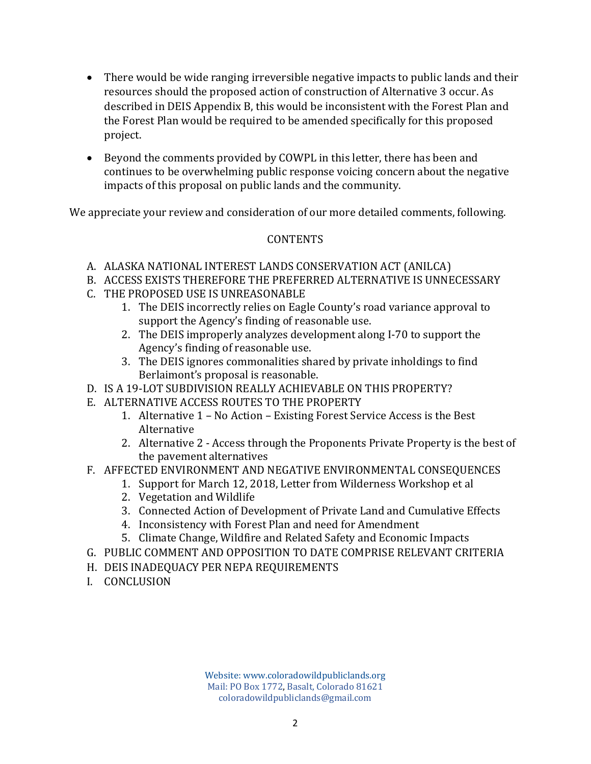- There would be wide ranging irreversible negative impacts to public lands and their resources should the proposed action of construction of Alternative 3 occur. As described in DEIS Appendix B, this would be inconsistent with the Forest Plan and the Forest Plan would be required to be amended specifically for this proposed project.
- Beyond the comments provided by COWPL in this letter, there has been and continues to be overwhelming public response voicing concern about the negative impacts of this proposal on public lands and the community.

We appreciate your review and consideration of our more detailed comments, following.

## CONTENTS

A. ALASKA NATIONAL INTEREST LANDS CONSERVATION ACT (ANILCA)
B. ACCESS EXISTS THEREFORE THE PREFERRED ALTERNATIVE IS UNNECESSARY
C. THE PROPOSED USE IS UNREASONABLE
   1. The DEIS incorrectly relies on Eagle County's road variance approval to support the Agency's finding of reasonable use.
   2. The DEIS improperly analyzes development along I-70 to support the Agency's finding of reasonable use.
   3. The DEIS ignores commonalities shared by private inholdings to find Berlaimont's proposal is reasonable.
D. IS A 19-LOT SUBDIVISION REALLY ACHIEVABLE ON THIS PROPERTY?
E. ALTERNATIVE ACCESS ROUTES TO THE PROPERTY
   1. Alternative 1 – No Action – Existing Forest Service Access is the Best Alternative
   2. Alternative 2 - Access through the Proponents Private Property is the best of the pavement alternatives
F. AFFECTED ENVIRONMENT AND NEGATIVE ENVIRONMENTAL CONSEQUENCES
   1. Support for March 12, 2018, Letter from Wilderness Workshop et al
   2. Vegetation and Wildlife
   3. Connected Action of Development of Private Land and Cumulative Effects
   4. Inconsistency with Forest Plan and need for Amendment
   5. Climate Change, Wildfire and Related Safety and Economic Impacts
G. PUBLIC COMMENT AND OPPOSITION TO DATE COMPRISE RELEVANT CRITERIA
H. DEIS INADEQUACY PER NEPA REQUIREMENTS
I. CONCLUSION

Website: www.coloradowildpubliclands.org
Mail: PO Box 1772, Basalt, Colorado 81621
coloradowildpubliclands@gmail.com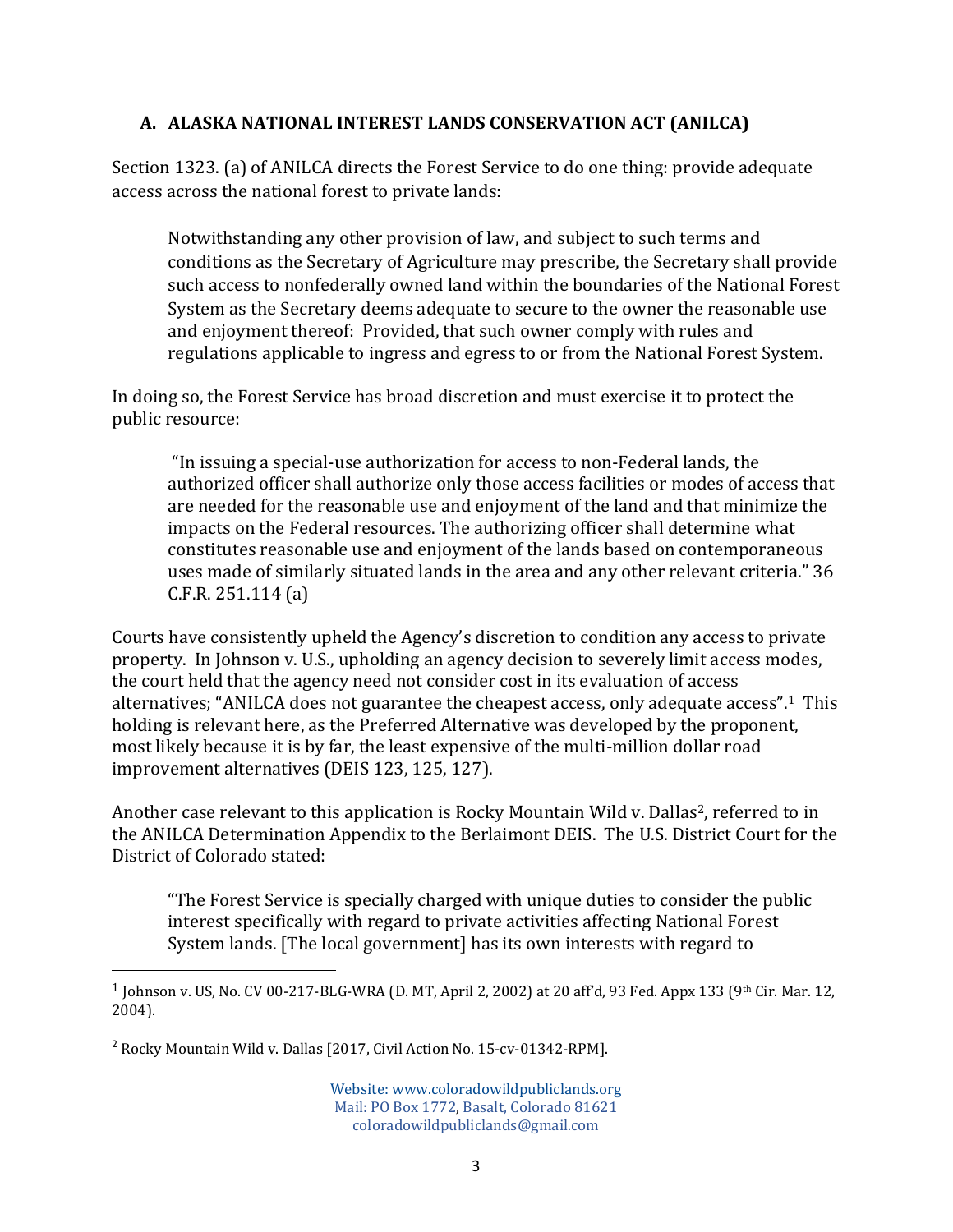### A. ALASKA NATIONAL INTEREST LANDS CONSERVATION ACT (ANILCA)

Section 1323. (a) of ANILCA directs the Forest Service to do one thing: provide adequate access across the national forest to private lands:

> Notwithstanding any other provision of law, and subject to such terms and conditions as the Secretary of Agriculture may prescribe, the Secretary shall provide such access to nonfederally owned land within the boundaries of the National Forest System as the Secretary deems adequate to secure to the owner the reasonable use and enjoyment thereof: Provided, that such owner comply with rules and regulations applicable to ingress and egress to or from the National Forest System.

In doing so, the Forest Service has broad discretion and must exercise it to protect the public resource:

> "In issuing a special-use authorization for access to non-Federal lands, the authorized officer shall authorize only those access facilities or modes of access that are needed for the reasonable use and enjoyment of the land and that minimize the impacts on the Federal resources. The authorizing officer shall determine what constitutes reasonable use and enjoyment of the lands based on contemporaneous uses made of similarly situated lands in the area and any other relevant criteria." 36 C.F.R. 251.114 (a)

Courts have consistently upheld the Agency's discretion to condition any access to private property. In Johnson v. U.S., upholding an agency decision to severely limit access modes, the court held that the agency need not consider cost in its evaluation of access alternatives; "ANILCA does not guarantee the cheapest access, only adequate access".[1] This holding is relevant here, as the Preferred Alternative was developed by the proponent, most likely because it is by far, the least expensive of the multi-million dollar road improvement alternatives (DEIS 123, 125, 127).

Another case relevant to this application is Rocky Mountain Wild v. Dallas[2], referred to in the ANILCA Determination Appendix to the Berlaimont DEIS. The U.S. District Court for the District of Colorado stated:

> "The Forest Service is specially charged with unique duties to consider the public interest specifically with regard to private activities affecting National Forest System lands. [The local government] has its own interests with regard to

---

[1] Johnson v. US, No. CV 00-217-BLG-WRA (D. MT, April 2, 2002) at 20 aff'd, 93 Fed. Appx 133 (9th Cir. Mar. 12, 2004).

[2] Rocky Mountain Wild v. Dallas [2017, Civil Action No. 15-cv-01342-RPM].

Website: www.coloradowildpubliclands.org
Mail: PO Box 1772, Basalt, Colorado 81621
coloradowildpubliclands@gmail.com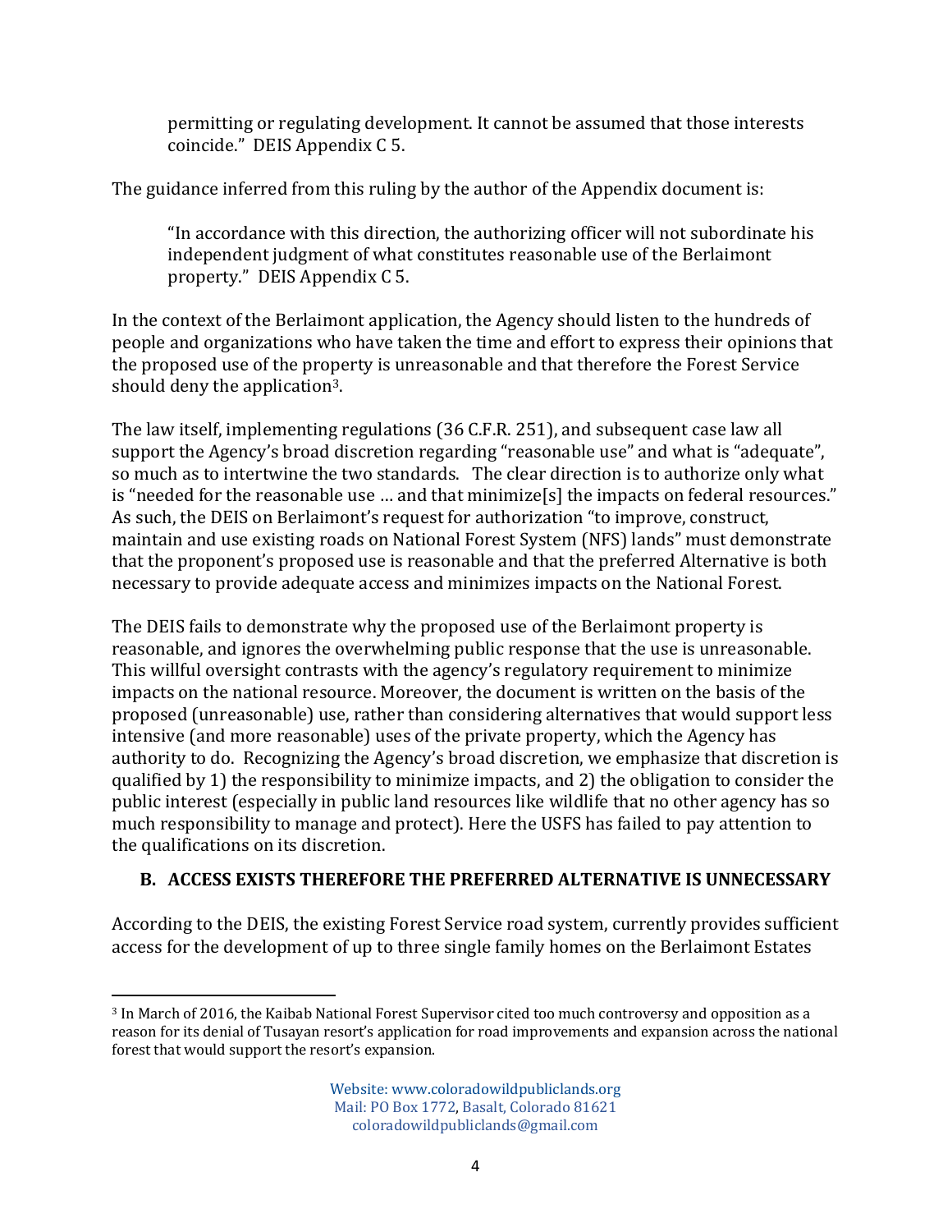> permitting or regulating development. It cannot be assumed that those interests coincide." DEIS Appendix C 5.

The guidance inferred from this ruling by the author of the Appendix document is:

> "In accordance with this direction, the authorizing officer will not subordinate his independent judgment of what constitutes reasonable use of the Berlaimont property." DEIS Appendix C 5.

In the context of the Berlaimont application, the Agency should listen to the hundreds of people and organizations who have taken the time and effort to express their opinions that the proposed use of the property is unreasonable and that therefore the Forest Service should deny the application[3].

The law itself, implementing regulations (36 C.F.R. 251), and subsequent case law all support the Agency's broad discretion regarding "reasonable use" and what is "adequate", so much as to intertwine the two standards. The clear direction is to authorize only what is "needed for the reasonable use … and that minimize[s] the impacts on federal resources." As such, the DEIS on Berlaimont's request for authorization "to improve, construct, maintain and use existing roads on National Forest System (NFS) lands" must demonstrate that the proponent's proposed use is reasonable and that the preferred Alternative is both necessary to provide adequate access and minimizes impacts on the National Forest.

The DEIS fails to demonstrate why the proposed use of the Berlaimont property is reasonable, and ignores the overwhelming public response that the use is unreasonable. This willful oversight contrasts with the agency's regulatory requirement to minimize impacts on the national resource. Moreover, the document is written on the basis of the proposed (unreasonable) use, rather than considering alternatives that would support less intensive (and more reasonable) uses of the private property, which the Agency has authority to do. Recognizing the Agency's broad discretion, we emphasize that discretion is qualified by 1) the responsibility to minimize impacts, and 2) the obligation to consider the public interest (especially in public land resources like wildlife that no other agency has so much responsibility to manage and protect). Here the USFS has failed to pay attention to the qualifications on its discretion.

### B. ACCESS EXISTS THEREFORE THE PREFERRED ALTERNATIVE IS UNNECESSARY

According to the DEIS, the existing Forest Service road system, currently provides sufficient access for the development of up to three single family homes on the Berlaimont Estates

[3] In March of 2016, the Kaibab National Forest Supervisor cited too much controversy and opposition as a reason for its denial of Tusayan resort's application for road improvements and expansion across the national forest that would support the resort's expansion.

Website: www.coloradowildpubliclands.org
Mail: PO Box 1772, Basalt, Colorado 81621
coloradowildpubliclands@gmail.com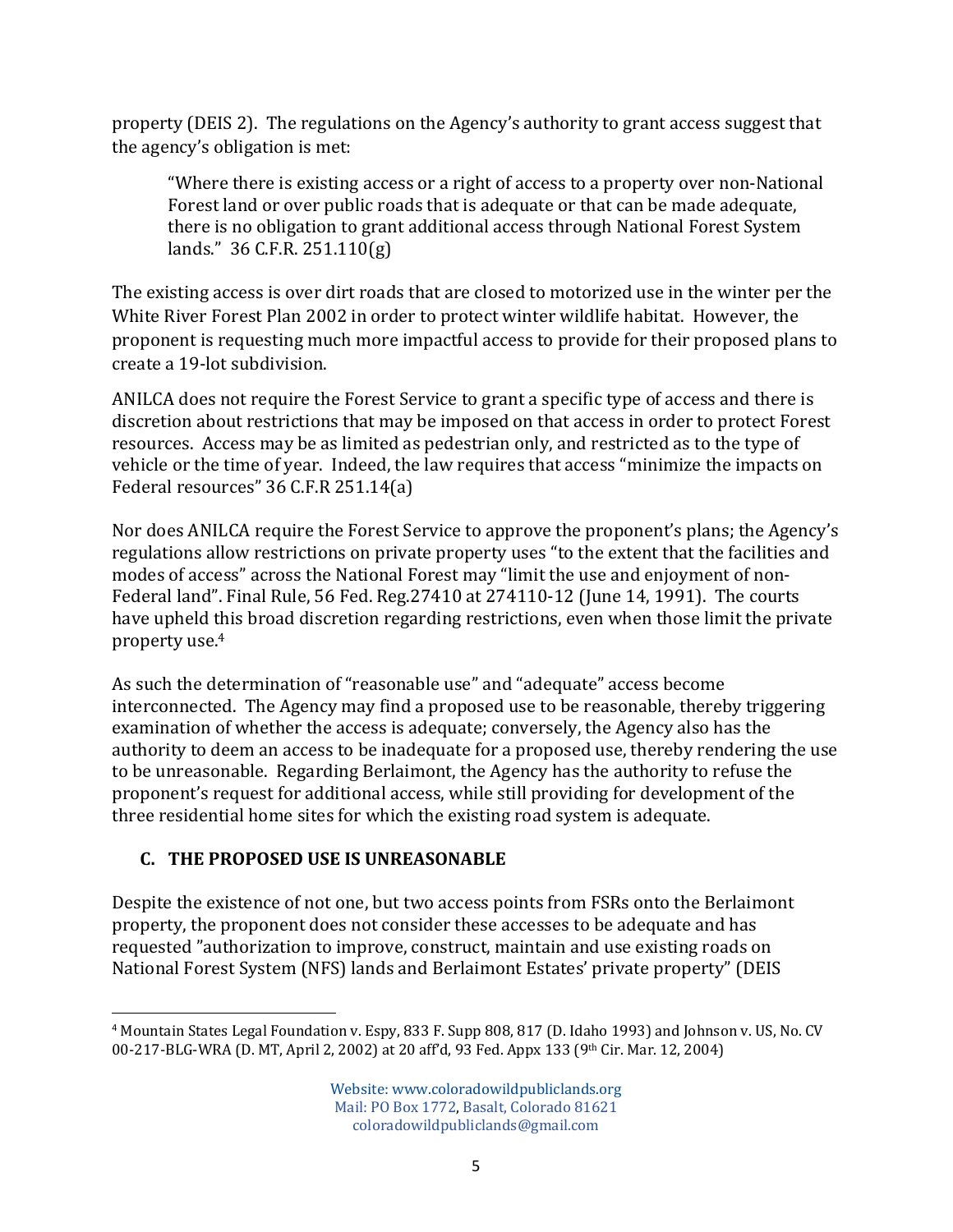property (DEIS 2). The regulations on the Agency's authority to grant access suggest that the agency's obligation is met:

> "Where there is existing access or a right of access to a property over non-National Forest land or over public roads that is adequate or that can be made adequate, there is no obligation to grant additional access through National Forest System lands." 36 C.F.R. 251.110(g)

The existing access is over dirt roads that are closed to motorized use in the winter per the White River Forest Plan 2002 in order to protect winter wildlife habitat. However, the proponent is requesting much more impactful access to provide for their proposed plans to create a 19-lot subdivision.

ANILCA does not require the Forest Service to grant a specific type of access and there is discretion about restrictions that may be imposed on that access in order to protect Forest resources. Access may be as limited as pedestrian only, and restricted as to the type of vehicle or the time of year. Indeed, the law requires that access "minimize the impacts on Federal resources" 36 C.F.R 251.14(a)

Nor does ANILCA require the Forest Service to approve the proponent's plans; the Agency's regulations allow restrictions on private property uses "to the extent that the facilities and modes of access" across the National Forest may "limit the use and enjoyment of non-Federal land". Final Rule, 56 Fed. Reg.27410 at 274110-12 (June 14, 1991). The courts have upheld this broad discretion regarding restrictions, even when those limit the private property use.[4]

As such the determination of "reasonable use" and "adequate" access become interconnected. The Agency may find a proposed use to be reasonable, thereby triggering examination of whether the access is adequate; conversely, the Agency also has the authority to deem an access to be inadequate for a proposed use, thereby rendering the use to be unreasonable. Regarding Berlaimont, the Agency has the authority to refuse the proponent's request for additional access, while still providing for development of the three residential home sites for which the existing road system is adequate.

### C. THE PROPOSED USE IS UNREASONABLE

Despite the existence of not one, but two access points from FSRs onto the Berlaimont property, the proponent does not consider these accesses to be adequate and has requested "authorization to improve, construct, maintain and use existing roads on National Forest System (NFS) lands and Berlaimont Estates' private property" (DEIS

---

[4] Mountain States Legal Foundation v. Espy, 833 F. Supp 808, 817 (D. Idaho 1993) and Johnson v. US, No. CV 00-217-BLG-WRA (D. MT, April 2, 2002) at 20 aff'd, 93 Fed. Appx 133 (9th Cir. Mar. 12, 2004)

Website: www.coloradowildpubliclands.org
Mail: PO Box 1772, Basalt, Colorado 81621
coloradowildpubliclands@gmail.com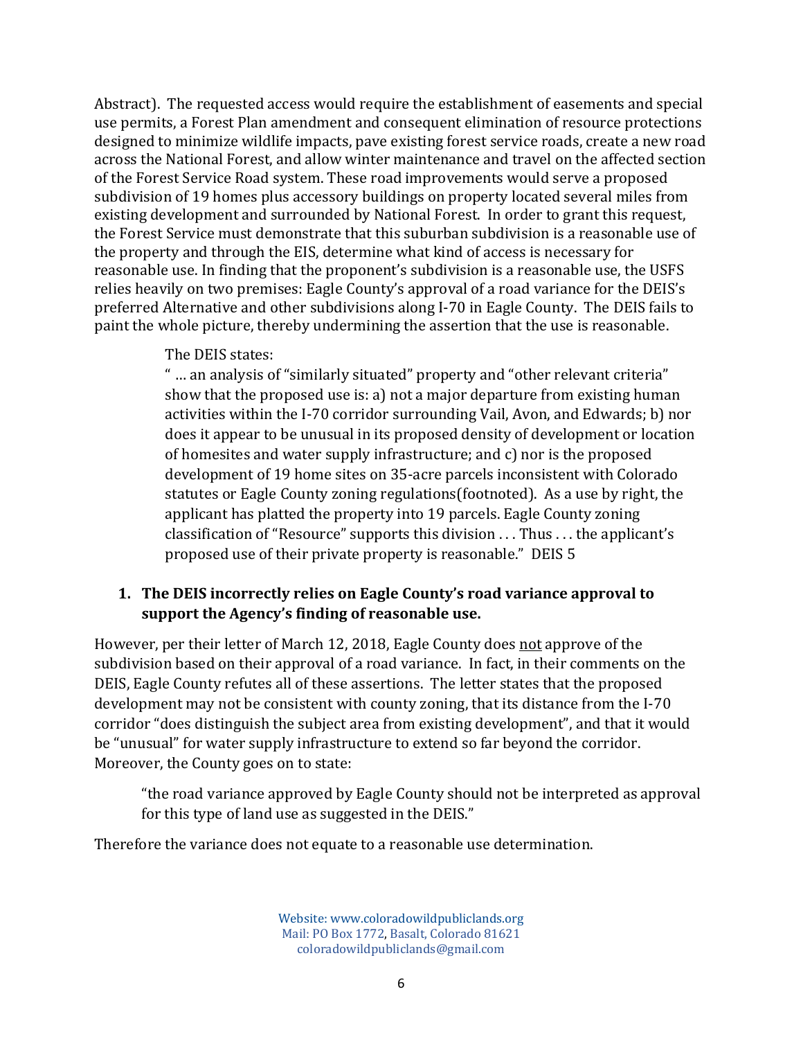Abstract). The requested access would require the establishment of easements and special use permits, a Forest Plan amendment and consequent elimination of resource protections designed to minimize wildlife impacts, pave existing forest service roads, create a new road across the National Forest, and allow winter maintenance and travel on the affected section of the Forest Service Road system. These road improvements would serve a proposed subdivision of 19 homes plus accessory buildings on property located several miles from existing development and surrounded by National Forest. In order to grant this request, the Forest Service must demonstrate that this suburban subdivision is a reasonable use of the property and through the EIS, determine what kind of access is necessary for reasonable use. In finding that the proponent's subdivision is a reasonable use, the USFS relies heavily on two premises: Eagle County's approval of a road variance for the DEIS's preferred Alternative and other subdivisions along I-70 in Eagle County. The DEIS fails to paint the whole picture, thereby undermining the assertion that the use is reasonable.

> The DEIS states:
>
> " … an analysis of "similarly situated" property and "other relevant criteria" show that the proposed use is: a) not a major departure from existing human activities within the I-70 corridor surrounding Vail, Avon, and Edwards; b) nor does it appear to be unusual in its proposed density of development or location of homesites and water supply infrastructure; and c) nor is the proposed development of 19 home sites on 35-acre parcels inconsistent with Colorado statutes or Eagle County zoning regulations(footnoted). As a use by right, the applicant has platted the property into 19 parcels. Eagle County zoning classification of "Resource" supports this division . . . Thus . . . the applicant's proposed use of their private property is reasonable." DEIS 5

**1. The DEIS incorrectly relies on Eagle County's road variance approval to support the Agency's finding of reasonable use.**

However, per their letter of March 12, 2018, Eagle County does <u>not</u> approve of the subdivision based on their approval of a road variance. In fact, in their comments on the DEIS, Eagle County refutes all of these assertions. The letter states that the proposed development may not be consistent with county zoning, that its distance from the I-70 corridor "does distinguish the subject area from existing development", and that it would be "unusual" for water supply infrastructure to extend so far beyond the corridor. Moreover, the County goes on to state:

> "the road variance approved by Eagle County should not be interpreted as approval for this type of land use as suggested in the DEIS."

Therefore the variance does not equate to a reasonable use determination.

Website: www.coloradowildpubliclands.org
Mail: PO Box 1772, Basalt, Colorado 81621
coloradowildpubliclands@gmail.com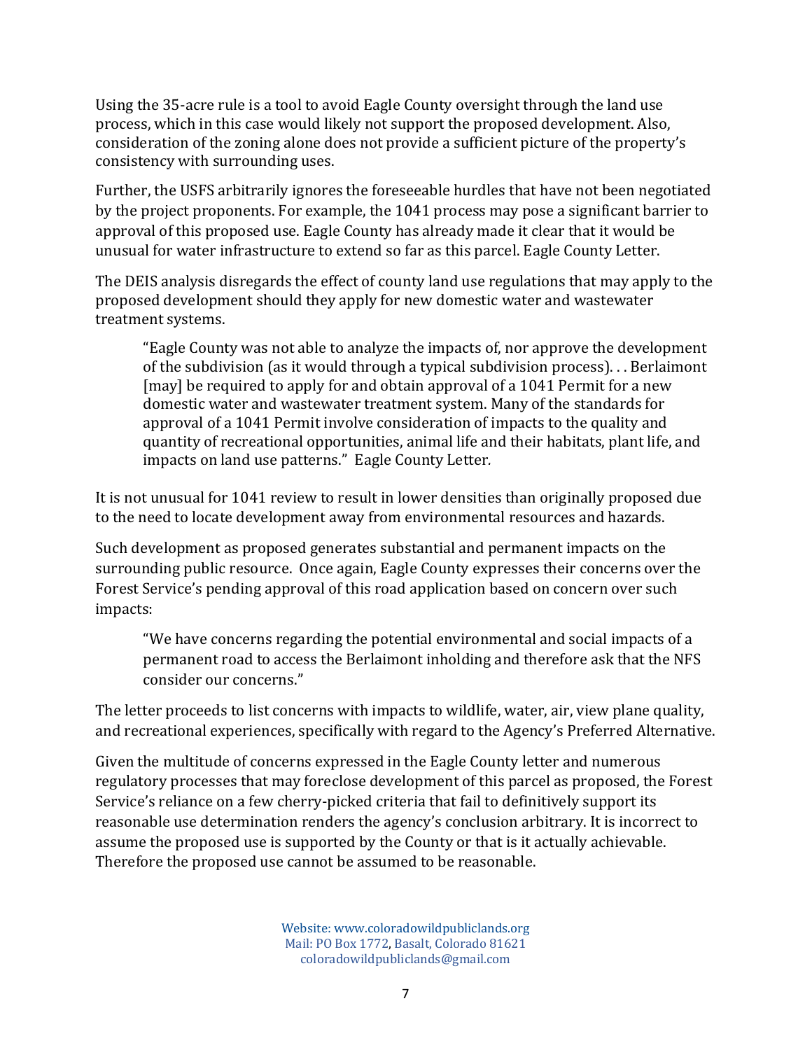Using the 35-acre rule is a tool to avoid Eagle County oversight through the land use process, which in this case would likely not support the proposed development. Also, consideration of the zoning alone does not provide a sufficient picture of the property's consistency with surrounding uses.

Further, the USFS arbitrarily ignores the foreseeable hurdles that have not been negotiated by the project proponents. For example, the 1041 process may pose a significant barrier to approval of this proposed use. Eagle County has already made it clear that it would be unusual for water infrastructure to extend so far as this parcel. Eagle County Letter.

The DEIS analysis disregards the effect of county land use regulations that may apply to the proposed development should they apply for new domestic water and wastewater treatment systems.

> "Eagle County was not able to analyze the impacts of, nor approve the development of the subdivision (as it would through a typical subdivision process). . . Berlaimont [may] be required to apply for and obtain approval of a 1041 Permit for a new domestic water and wastewater treatment system. Many of the standards for approval of a 1041 Permit involve consideration of impacts to the quality and quantity of recreational opportunities, animal life and their habitats, plant life, and impacts on land use patterns." Eagle County Letter.

It is not unusual for 1041 review to result in lower densities than originally proposed due to the need to locate development away from environmental resources and hazards.

Such development as proposed generates substantial and permanent impacts on the surrounding public resource. Once again, Eagle County expresses their concerns over the Forest Service's pending approval of this road application based on concern over such impacts:

> "We have concerns regarding the potential environmental and social impacts of a permanent road to access the Berlaimont inholding and therefore ask that the NFS consider our concerns."

The letter proceeds to list concerns with impacts to wildlife, water, air, view plane quality, and recreational experiences, specifically with regard to the Agency's Preferred Alternative.

Given the multitude of concerns expressed in the Eagle County letter and numerous regulatory processes that may foreclose development of this parcel as proposed, the Forest Service's reliance on a few cherry-picked criteria that fail to definitively support its reasonable use determination renders the agency's conclusion arbitrary. It is incorrect to assume the proposed use is supported by the County or that is it actually achievable. Therefore the proposed use cannot be assumed to be reasonable.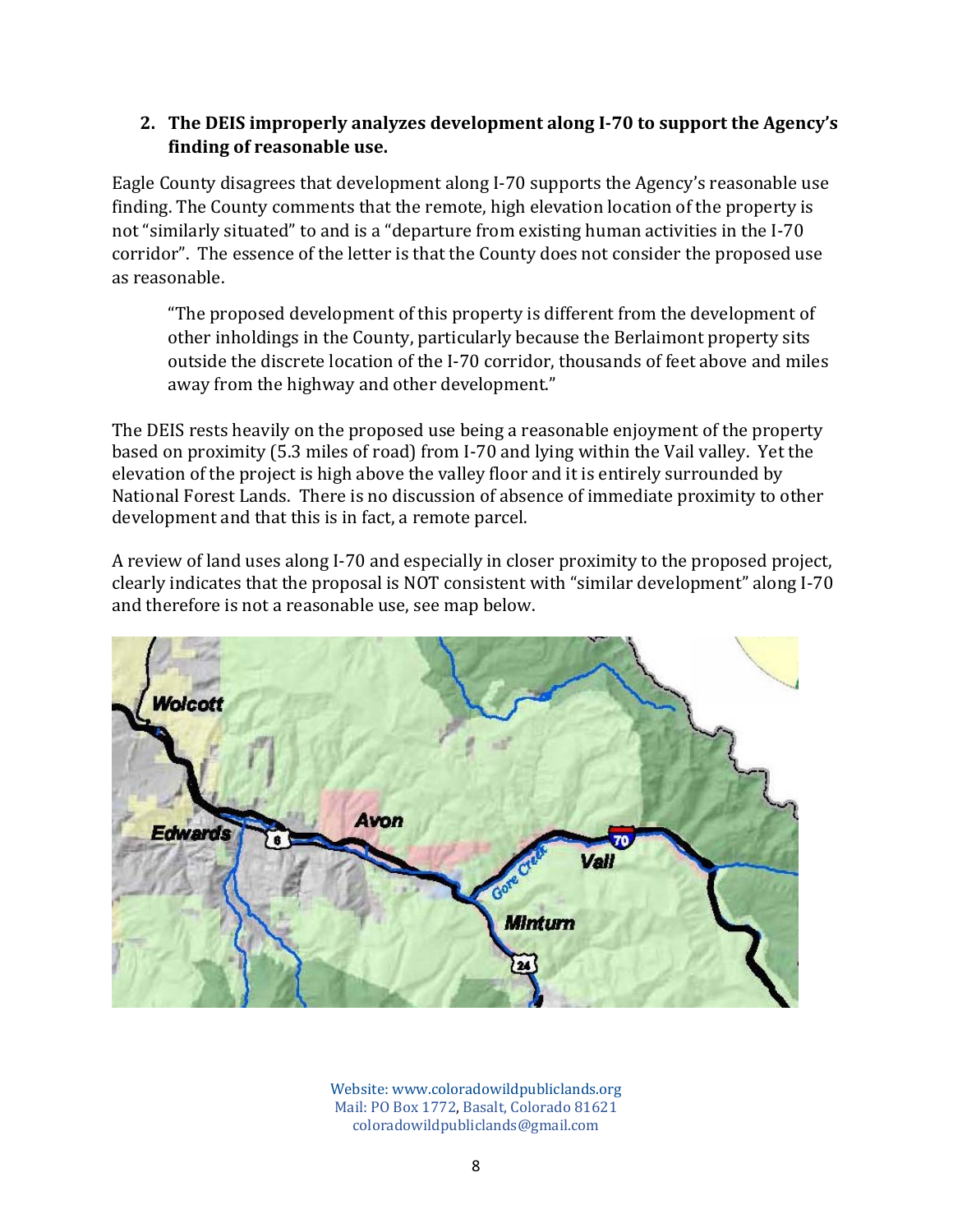## 2. The DEIS improperly analyzes development along I-70 to support the Agency's finding of reasonable use.

Eagle County disagrees that development along I-70 supports the Agency's reasonable use finding. The County comments that the remote, high elevation location of the property is not "similarly situated" to and is a "departure from existing human activities in the I-70 corridor". The essence of the letter is that the County does not consider the proposed use as reasonable.

> "The proposed development of this property is different from the development of other inholdings in the County, particularly because the Berlaimont property sits outside the discrete location of the I-70 corridor, thousands of feet above and miles away from the highway and other development."

The DEIS rests heavily on the proposed use being a reasonable enjoyment of the property based on proximity (5.3 miles of road) from I-70 and lying within the Vail valley. Yet the elevation of the project is high above the valley floor and it is entirely surrounded by National Forest Lands. There is no discussion of absence of immediate proximity to other development and that this is in fact, a remote parcel.

A review of land uses along I-70 and especially in closer proximity to the proposed project, clearly indicates that the proposal is NOT consistent with "similar development" along I-70 and therefore is not a reasonable use, see map below.

Website: www.coloradowildpubliclands.org
Mail: PO Box 1772, Basalt, Colorado 81621
coloradowildpubliclands@gmail.com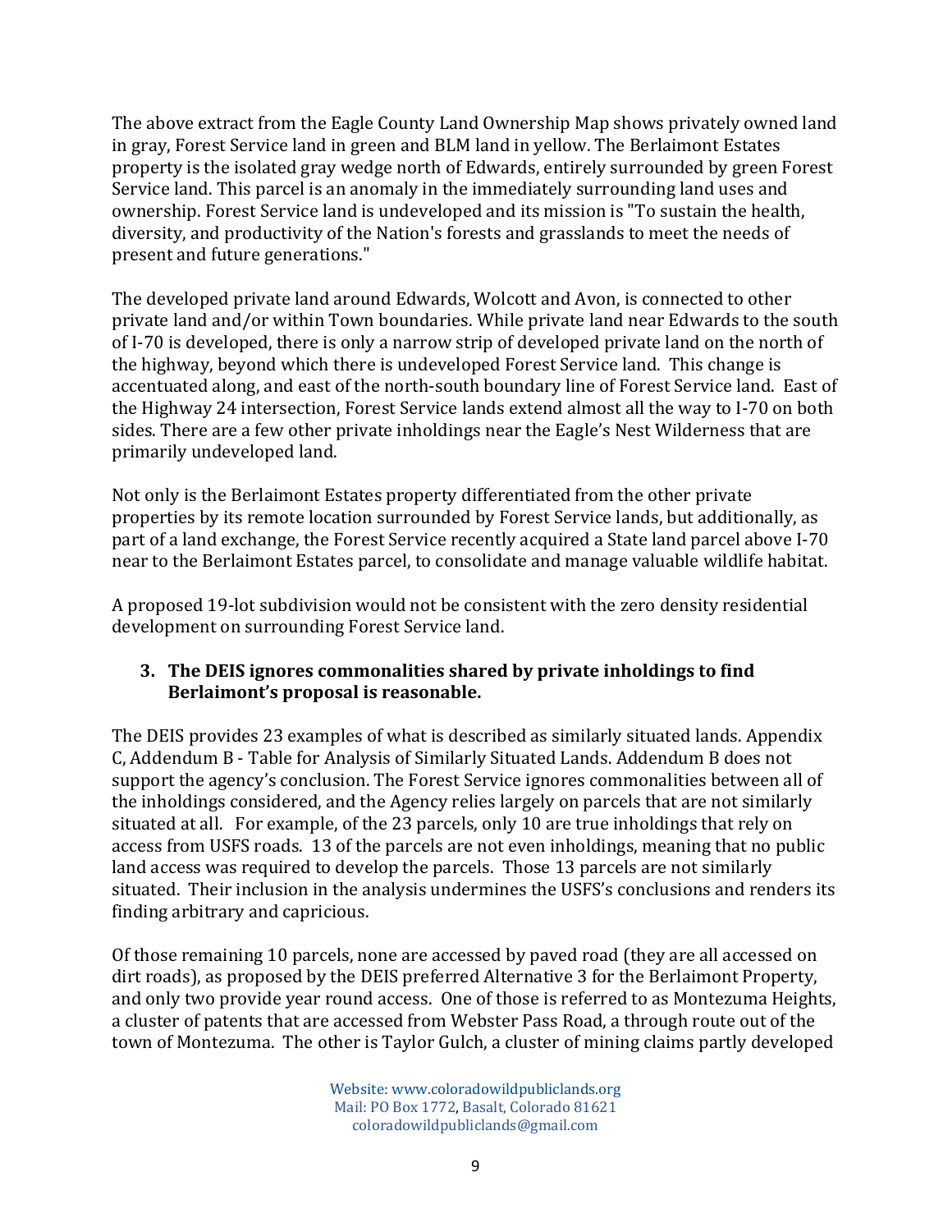The above extract from the Eagle County Land Ownership Map shows privately owned land in gray, Forest Service land in green and BLM land in yellow. The Berlaimont Estates property is the isolated gray wedge north of Edwards, entirely surrounded by green Forest Service land. This parcel is an anomaly in the immediately surrounding land uses and ownership. Forest Service land is undeveloped and its mission is "To sustain the health, diversity, and productivity of the Nation's forests and grasslands to meet the needs of present and future generations."

The developed private land around Edwards, Wolcott and Avon, is connected to other private land and/or within Town boundaries. While private land near Edwards to the south of I-70 is developed, there is only a narrow strip of developed private land on the north of the highway, beyond which there is undeveloped Forest Service land. This change is accentuated along, and east of the north-south boundary line of Forest Service land. East of the Highway 24 intersection, Forest Service lands extend almost all the way to I-70 on both sides. There are a few other private inholdings near the Eagle's Nest Wilderness that are primarily undeveloped land.

Not only is the Berlaimont Estates property differentiated from the other private properties by its remote location surrounded by Forest Service lands, but additionally, as part of a land exchange, the Forest Service recently acquired a State land parcel above I-70 near to the Berlaimont Estates parcel, to consolidate and manage valuable wildlife habitat.

A proposed 19-lot subdivision would not be consistent with the zero density residential development on surrounding Forest Service land.

### 3. The DEIS ignores commonalities shared by private inholdings to find Berlaimont's proposal is reasonable.

The DEIS provides 23 examples of what is described as similarly situated lands. Appendix C, Addendum B - Table for Analysis of Similarly Situated Lands. Addendum B does not support the agency's conclusion. The Forest Service ignores commonalities between all of the inholdings considered, and the Agency relies largely on parcels that are not similarly situated at all. For example, of the 23 parcels, only 10 are true inholdings that rely on access from USFS roads. 13 of the parcels are not even inholdings, meaning that no public land access was required to develop the parcels. Those 13 parcels are not similarly situated. Their inclusion in the analysis undermines the USFS's conclusions and renders its finding arbitrary and capricious.

Of those remaining 10 parcels, none are accessed by paved road (they are all accessed on dirt roads), as proposed by the DEIS preferred Alternative 3 for the Berlaimont Property, and only two provide year round access. One of those is referred to as Montezuma Heights, a cluster of patents that are accessed from Webster Pass Road, a through route out of the town of Montezuma. The other is Taylor Gulch, a cluster of mining claims partly developed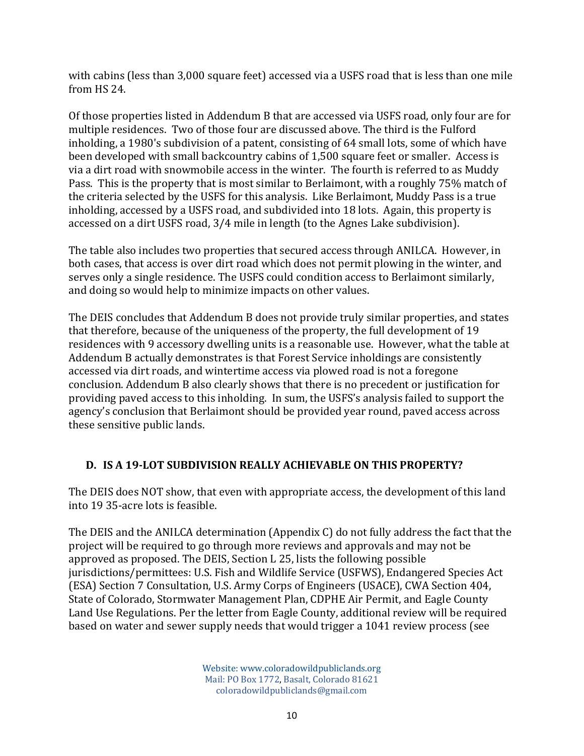with cabins (less than 3,000 square feet) accessed via a USFS road that is less than one mile from HS 24.

Of those properties listed in Addendum B that are accessed via USFS road, only four are for multiple residences. Two of those four are discussed above. The third is the Fulford inholding, a 1980's subdivision of a patent, consisting of 64 small lots, some of which have been developed with small backcountry cabins of 1,500 square feet or smaller. Access is via a dirt road with snowmobile access in the winter. The fourth is referred to as Muddy Pass. This is the property that is most similar to Berlaimont, with a roughly 75% match of the criteria selected by the USFS for this analysis. Like Berlaimont, Muddy Pass is a true inholding, accessed by a USFS road, and subdivided into 18 lots. Again, this property is accessed on a dirt USFS road, 3/4 mile in length (to the Agnes Lake subdivision).

The table also includes two properties that secured access through ANILCA. However, in both cases, that access is over dirt road which does not permit plowing in the winter, and serves only a single residence. The USFS could condition access to Berlaimont similarly, and doing so would help to minimize impacts on other values.

The DEIS concludes that Addendum B does not provide truly similar properties, and states that therefore, because of the uniqueness of the property, the full development of 19 residences with 9 accessory dwelling units is a reasonable use. However, what the table at Addendum B actually demonstrates is that Forest Service inholdings are consistently accessed via dirt roads, and wintertime access via plowed road is not a foregone conclusion. Addendum B also clearly shows that there is no precedent or justification for providing paved access to this inholding. In sum, the USFS's analysis failed to support the agency's conclusion that Berlaimont should be provided year round, paved access across these sensitive public lands.

## D. IS A 19-LOT SUBDIVISION REALLY ACHIEVABLE ON THIS PROPERTY?

The DEIS does NOT show, that even with appropriate access, the development of this land into 19 35-acre lots is feasible.

The DEIS and the ANILCA determination (Appendix C) do not fully address the fact that the project will be required to go through more reviews and approvals and may not be approved as proposed. The DEIS, Section L 25, lists the following possible jurisdictions/permittees: U.S. Fish and Wildlife Service (USFWS), Endangered Species Act (ESA) Section 7 Consultation, U.S. Army Corps of Engineers (USACE), CWA Section 404, State of Colorado, Stormwater Management Plan, CDPHE Air Permit, and Eagle County Land Use Regulations. Per the letter from Eagle County, additional review will be required based on water and sewer supply needs that would trigger a 1041 review process (see

Website: www.coloradowildpubliclands.org
Mail: PO Box 1772, Basalt, Colorado 81621
coloradowildpubliclands@gmail.com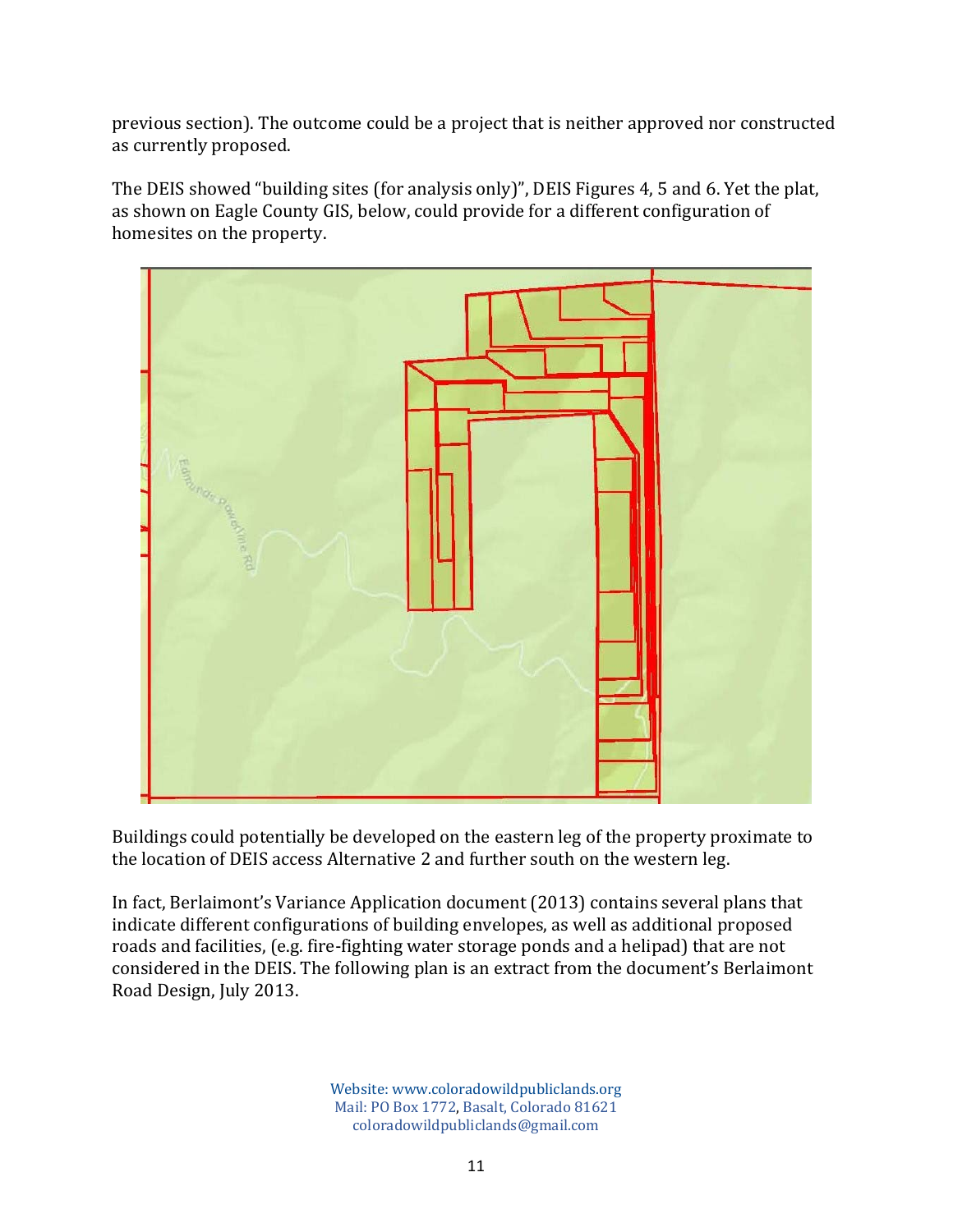previous section). The outcome could be a project that is neither approved nor constructed as currently proposed.

The DEIS showed "building sites (for analysis only)", DEIS Figures 4, 5 and 6. Yet the plat, as shown on Eagle County GIS, below, could provide for a different configuration of homesites on the property.

Buildings could potentially be developed on the eastern leg of the property proximate to the location of DEIS access Alternative 2 and further south on the western leg.

In fact, Berlaimont's Variance Application document (2013) contains several plans that indicate different configurations of building envelopes, as well as additional proposed roads and facilities, (e.g. fire-fighting water storage ponds and a helipad) that are not considered in the DEIS. The following plan is an extract from the document's Berlaimont Road Design, July 2013.

Website: www.coloradowildpubliclands.org
Mail: PO Box 1772, Basalt, Colorado 81621
coloradowildpubliclands@gmail.com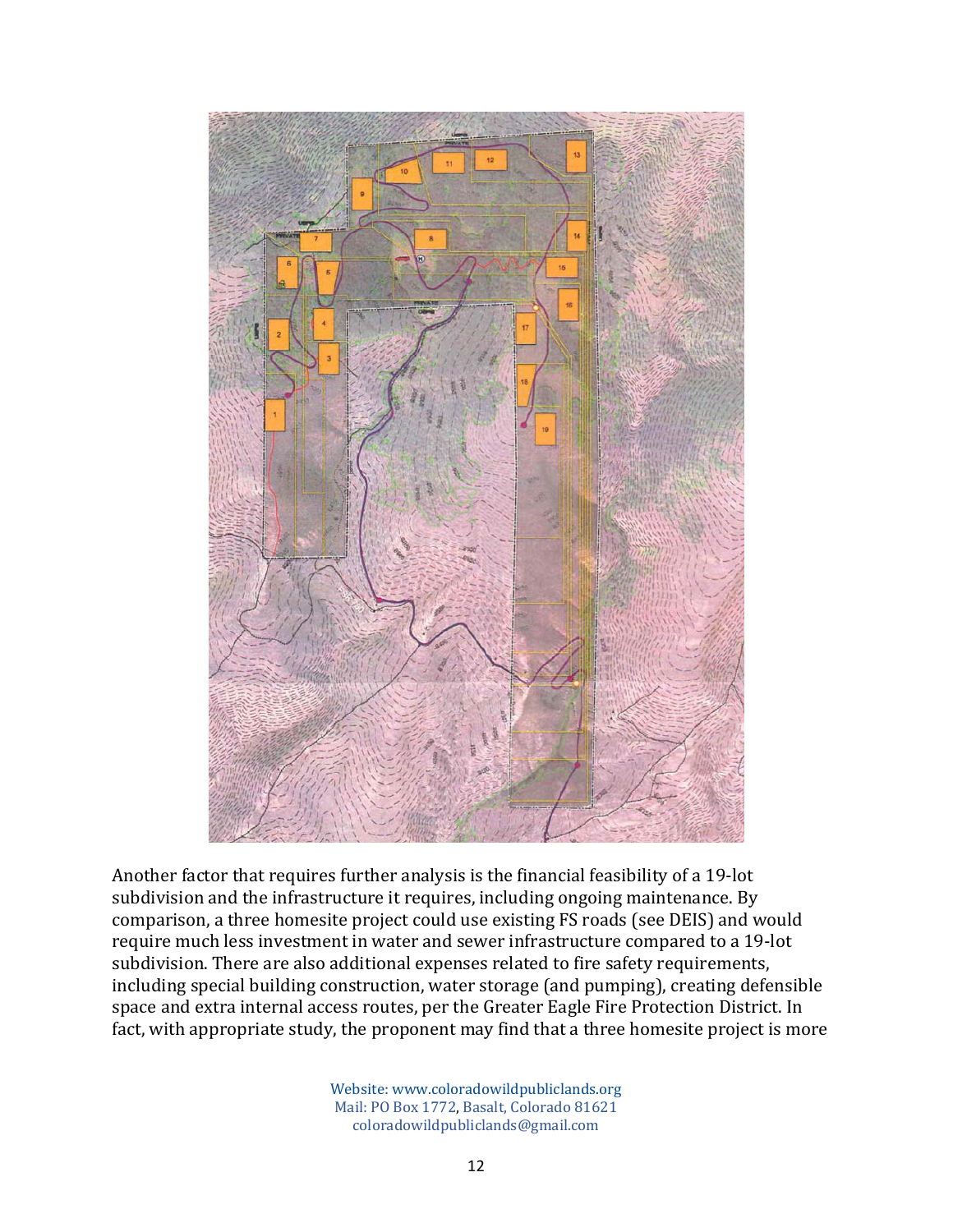Another factor that requires further analysis is the financial feasibility of a 19-lot subdivision and the infrastructure it requires, including ongoing maintenance. By comparison, a three homesite project could use existing FS roads (see DEIS) and would require much less investment in water and sewer infrastructure compared to a 19-lot subdivision. There are also additional expenses related to fire safety requirements, including special building construction, water storage (and pumping), creating defensible space and extra internal access routes, per the Greater Eagle Fire Protection District. In fact, with appropriate study, the proponent may find that a three homesite project is more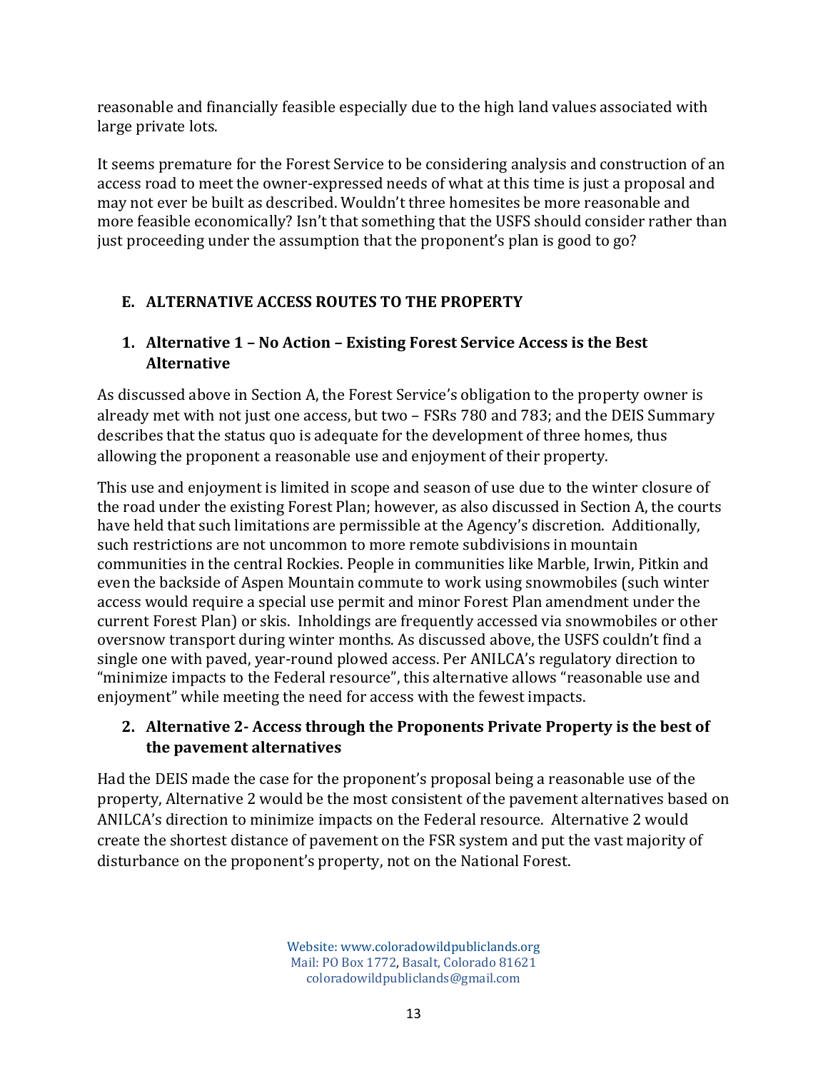reasonable and financially feasible especially due to the high land values associated with large private lots.

It seems premature for the Forest Service to be considering analysis and construction of an access road to meet the owner-expressed needs of what at this time is just a proposal and may not ever be built as described. Wouldn't three homesites be more reasonable and more feasible economically? Isn't that something that the USFS should consider rather than just proceeding under the assumption that the proponent's plan is good to go?

## E. ALTERNATIVE ACCESS ROUTES TO THE PROPERTY

### 1. Alternative 1 – No Action – Existing Forest Service Access is the Best Alternative

As discussed above in Section A, the Forest Service's obligation to the property owner is already met with not just one access, but two – FSRs 780 and 783; and the DEIS Summary describes that the status quo is adequate for the development of three homes, thus allowing the proponent a reasonable use and enjoyment of their property.

This use and enjoyment is limited in scope and season of use due to the winter closure of the road under the existing Forest Plan; however, as also discussed in Section A, the courts have held that such limitations are permissible at the Agency's discretion. Additionally, such restrictions are not uncommon to more remote subdivisions in mountain communities in the central Rockies. People in communities like Marble, Irwin, Pitkin and even the backside of Aspen Mountain commute to work using snowmobiles (such winter access would require a special use permit and minor Forest Plan amendment under the current Forest Plan) or skis. Inholdings are frequently accessed via snowmobiles or other oversnow transport during winter months. As discussed above, the USFS couldn't find a single one with paved, year-round plowed access. Per ANILCA's regulatory direction to "minimize impacts to the Federal resource", this alternative allows "reasonable use and enjoyment" while meeting the need for access with the fewest impacts.

### 2. Alternative 2- Access through the Proponents Private Property is the best of the pavement alternatives

Had the DEIS made the case for the proponent's proposal being a reasonable use of the property, Alternative 2 would be the most consistent of the pavement alternatives based on ANILCA's direction to minimize impacts on the Federal resource. Alternative 2 would create the shortest distance of pavement on the FSR system and put the vast majority of disturbance on the proponent's property, not on the National Forest.

Website: www.coloradowildpubliclands.org
Mail: PO Box 1772, Basalt, Colorado 81621
coloradowildpubliclands@gmail.com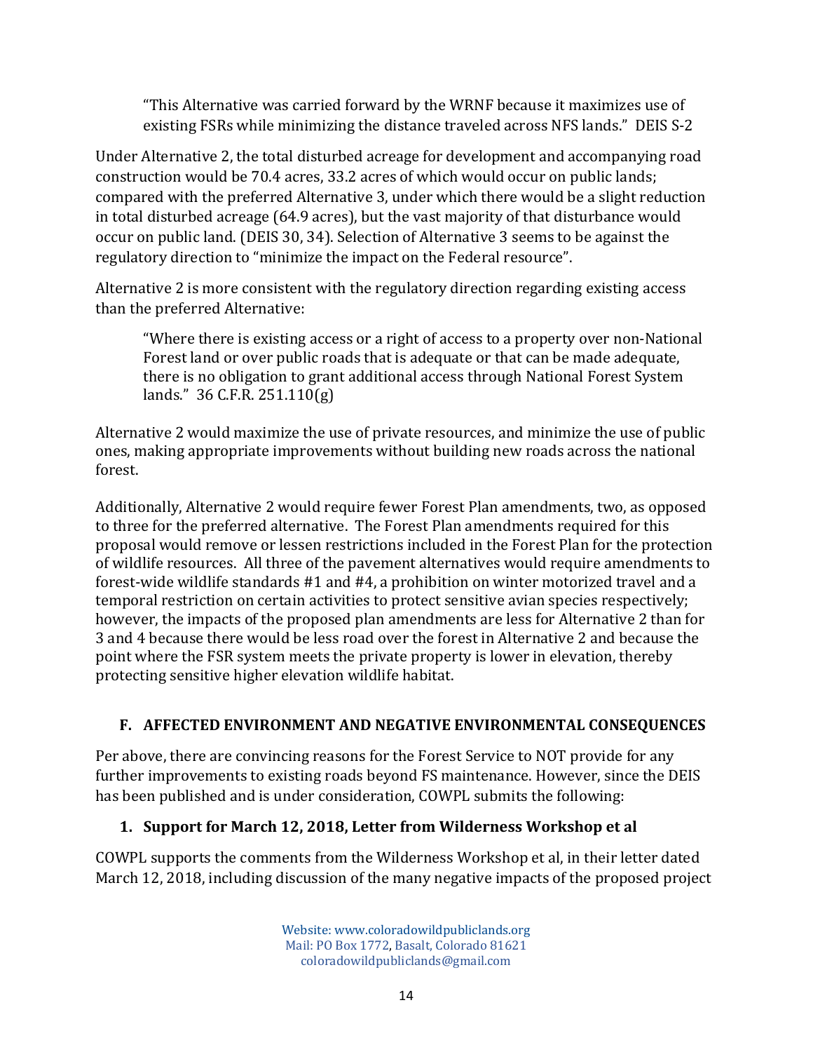> "This Alternative was carried forward by the WRNF because it maximizes use of existing FSRs while minimizing the distance traveled across NFS lands." DEIS S-2

Under Alternative 2, the total disturbed acreage for development and accompanying road construction would be 70.4 acres, 33.2 acres of which would occur on public lands; compared with the preferred Alternative 3, under which there would be a slight reduction in total disturbed acreage (64.9 acres), but the vast majority of that disturbance would occur on public land. (DEIS 30, 34). Selection of Alternative 3 seems to be against the regulatory direction to "minimize the impact on the Federal resource".

Alternative 2 is more consistent with the regulatory direction regarding existing access than the preferred Alternative:

> "Where there is existing access or a right of access to a property over non-National Forest land or over public roads that is adequate or that can be made adequate, there is no obligation to grant additional access through National Forest System lands." 36 C.F.R. 251.110(g)

Alternative 2 would maximize the use of private resources, and minimize the use of public ones, making appropriate improvements without building new roads across the national forest.

Additionally, Alternative 2 would require fewer Forest Plan amendments, two, as opposed to three for the preferred alternative. The Forest Plan amendments required for this proposal would remove or lessen restrictions included in the Forest Plan for the protection of wildlife resources. All three of the pavement alternatives would require amendments to forest-wide wildlife standards #1 and #4, a prohibition on winter motorized travel and a temporal restriction on certain activities to protect sensitive avian species respectively; however, the impacts of the proposed plan amendments are less for Alternative 2 than for 3 and 4 because there would be less road over the forest in Alternative 2 and because the point where the FSR system meets the private property is lower in elevation, thereby protecting sensitive higher elevation wildlife habitat.

## F. AFFECTED ENVIRONMENT AND NEGATIVE ENVIRONMENTAL CONSEQUENCES

Per above, there are convincing reasons for the Forest Service to NOT provide for any further improvements to existing roads beyond FS maintenance. However, since the DEIS has been published and is under consideration, COWPL submits the following:

### 1. Support for March 12, 2018, Letter from Wilderness Workshop et al

COWPL supports the comments from the Wilderness Workshop et al, in their letter dated March 12, 2018, including discussion of the many negative impacts of the proposed project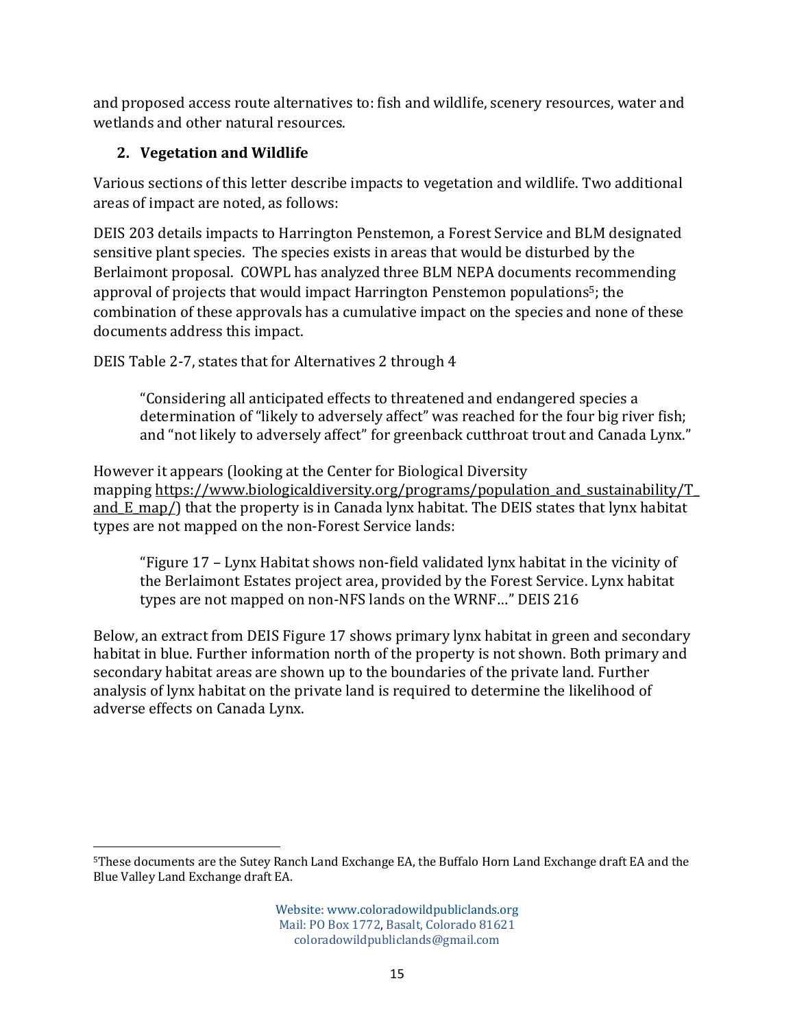and proposed access route alternatives to: fish and wildlife, scenery resources, water and wetlands and other natural resources.

## 2. Vegetation and Wildlife

Various sections of this letter describe impacts to vegetation and wildlife. Two additional areas of impact are noted, as follows:

DEIS 203 details impacts to Harrington Penstemon, a Forest Service and BLM designated sensitive plant species. The species exists in areas that would be disturbed by the Berlaimont proposal. COWPL has analyzed three BLM NEPA documents recommending approval of projects that would impact Harrington Penstemon populations[5]; the combination of these approvals has a cumulative impact on the species and none of these documents address this impact.

DEIS Table 2-7, states that for Alternatives 2 through 4

> "Considering all anticipated effects to threatened and endangered species a determination of "likely to adversely affect" was reached for the four big river fish; and "not likely to adversely affect" for greenback cutthroat trout and Canada Lynx."

However it appears (looking at the Center for Biological Diversity mapping https://www.biologicaldiversity.org/programs/population_and_sustainability/T_and_E_map/) that the property is in Canada lynx habitat. The DEIS states that lynx habitat types are not mapped on the non-Forest Service lands:

> "Figure 17 – Lynx Habitat shows non-field validated lynx habitat in the vicinity of the Berlaimont Estates project area, provided by the Forest Service. Lynx habitat types are not mapped on non-NFS lands on the WRNF…" DEIS 216

Below, an extract from DEIS Figure 17 shows primary lynx habitat in green and secondary habitat in blue. Further information north of the property is not shown. Both primary and secondary habitat areas are shown up to the boundaries of the private land. Further analysis of lynx habitat on the private land is required to determine the likelihood of adverse effects on Canada Lynx.

---

[5] These documents are the Sutey Ranch Land Exchange EA, the Buffalo Horn Land Exchange draft EA and the Blue Valley Land Exchange draft EA.

Website: www.coloradowildpubliclands.org
Mail: PO Box 1772, Basalt, Colorado 81621
coloradowildpubliclands@gmail.com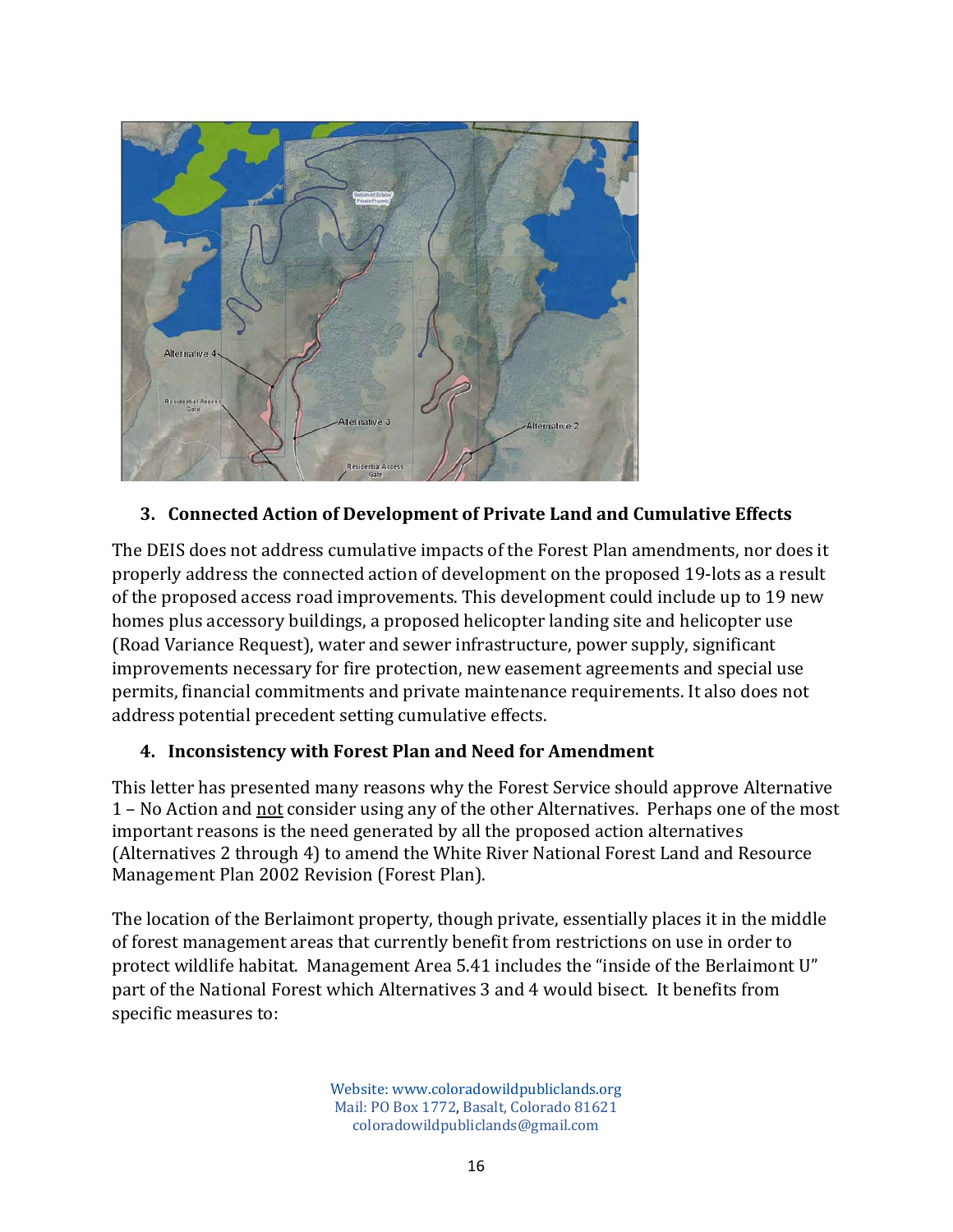## 3. Connected Action of Development of Private Land and Cumulative Effects

The DEIS does not address cumulative impacts of the Forest Plan amendments, nor does it properly address the connected action of development on the proposed 19-lots as a result of the proposed access road improvements. This development could include up to 19 new homes plus accessory buildings, a proposed helicopter landing site and helicopter use (Road Variance Request), water and sewer infrastructure, power supply, significant improvements necessary for fire protection, new easement agreements and special use permits, financial commitments and private maintenance requirements. It also does not address potential precedent setting cumulative effects.

## 4. Inconsistency with Forest Plan and Need for Amendment

This letter has presented many reasons why the Forest Service should approve Alternative 1 – No Action and not consider using any of the other Alternatives. Perhaps one of the most important reasons is the need generated by all the proposed action alternatives (Alternatives 2 through 4) to amend the White River National Forest Land and Resource Management Plan 2002 Revision (Forest Plan).

The location of the Berlaimont property, though private, essentially places it in the middle of forest management areas that currently benefit from restrictions on use in order to protect wildlife habitat. Management Area 5.41 includes the "inside of the Berlaimont U" part of the National Forest which Alternatives 3 and 4 would bisect. It benefits from specific measures to: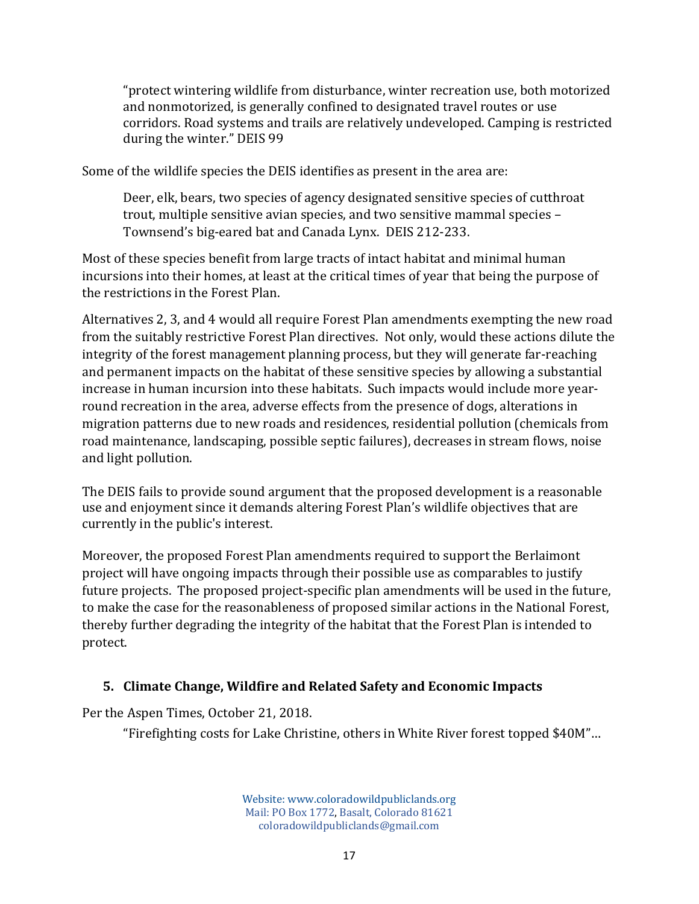> "protect wintering wildlife from disturbance, winter recreation use, both motorized and nonmotorized, is generally confined to designated travel routes or use corridors. Road systems and trails are relatively undeveloped. Camping is restricted during the winter." DEIS 99

Some of the wildlife species the DEIS identifies as present in the area are:

> Deer, elk, bears, two species of agency designated sensitive species of cutthroat trout, multiple sensitive avian species, and two sensitive mammal species – Townsend's big-eared bat and Canada Lynx. DEIS 212-233.

Most of these species benefit from large tracts of intact habitat and minimal human incursions into their homes, at least at the critical times of year that being the purpose of the restrictions in the Forest Plan.

Alternatives 2, 3, and 4 would all require Forest Plan amendments exempting the new road from the suitably restrictive Forest Plan directives. Not only, would these actions dilute the integrity of the forest management planning process, but they will generate far-reaching and permanent impacts on the habitat of these sensitive species by allowing a substantial increase in human incursion into these habitats. Such impacts would include more year-round recreation in the area, adverse effects from the presence of dogs, alterations in migration patterns due to new roads and residences, residential pollution (chemicals from road maintenance, landscaping, possible septic failures), decreases in stream flows, noise and light pollution.

The DEIS fails to provide sound argument that the proposed development is a reasonable use and enjoyment since it demands altering Forest Plan's wildlife objectives that are currently in the public's interest.

Moreover, the proposed Forest Plan amendments required to support the Berlaimont project will have ongoing impacts through their possible use as comparables to justify future projects. The proposed project-specific plan amendments will be used in the future, to make the case for the reasonableness of proposed similar actions in the National Forest, thereby further degrading the integrity of the habitat that the Forest Plan is intended to protect.

### 5. Climate Change, Wildfire and Related Safety and Economic Impacts

Per the Aspen Times, October 21, 2018.

> "Firefighting costs for Lake Christine, others in White River forest topped $40M"…

Website: www.coloradowildpubliclands.org
Mail: PO Box 1772, Basalt, Colorado 81621
coloradowildpubliclands@gmail.com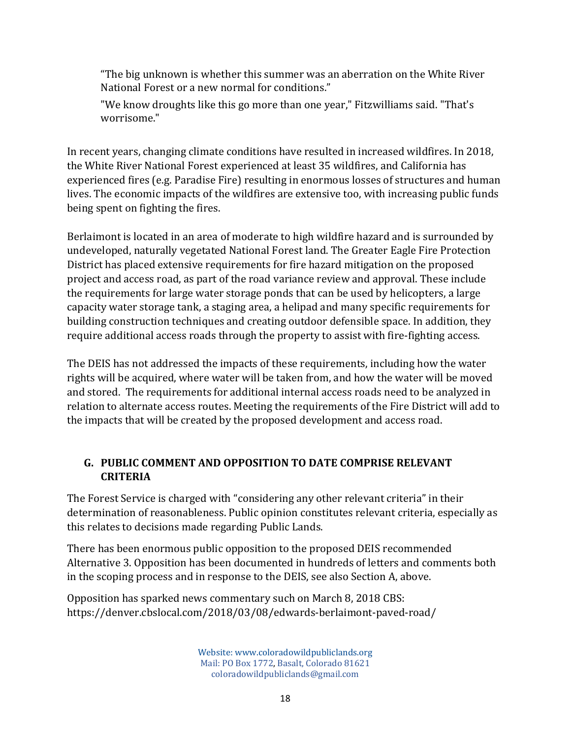> "The big unknown is whether this summer was an aberration on the White River National Forest or a new normal for conditions."
>
> "We know droughts like this go more than one year," Fitzwilliams said. "That's worrisome."

In recent years, changing climate conditions have resulted in increased wildfires. In 2018, the White River National Forest experienced at least 35 wildfires, and California has experienced fires (e.g. Paradise Fire) resulting in enormous losses of structures and human lives. The economic impacts of the wildfires are extensive too, with increasing public funds being spent on fighting the fires.

Berlaimont is located in an area of moderate to high wildfire hazard and is surrounded by undeveloped, naturally vegetated National Forest land. The Greater Eagle Fire Protection District has placed extensive requirements for fire hazard mitigation on the proposed project and access road, as part of the road variance review and approval. These include the requirements for large water storage ponds that can be used by helicopters, a large capacity water storage tank, a staging area, a helipad and many specific requirements for building construction techniques and creating outdoor defensible space. In addition, they require additional access roads through the property to assist with fire-fighting access.

The DEIS has not addressed the impacts of these requirements, including how the water rights will be acquired, where water will be taken from, and how the water will be moved and stored. The requirements for additional internal access roads need to be analyzed in relation to alternate access routes. Meeting the requirements of the Fire District will add to the impacts that will be created by the proposed development and access road.

## G. PUBLIC COMMENT AND OPPOSITION TO DATE COMPRISE RELEVANT CRITERIA

The Forest Service is charged with "considering any other relevant criteria" in their determination of reasonableness. Public opinion constitutes relevant criteria, especially as this relates to decisions made regarding Public Lands.

There has been enormous public opposition to the proposed DEIS recommended Alternative 3. Opposition has been documented in hundreds of letters and comments both in the scoping process and in response to the DEIS, see also Section A, above.

Opposition has sparked news commentary such on March 8, 2018 CBS: https://denver.cbslocal.com/2018/03/08/edwards-berlaimont-paved-road/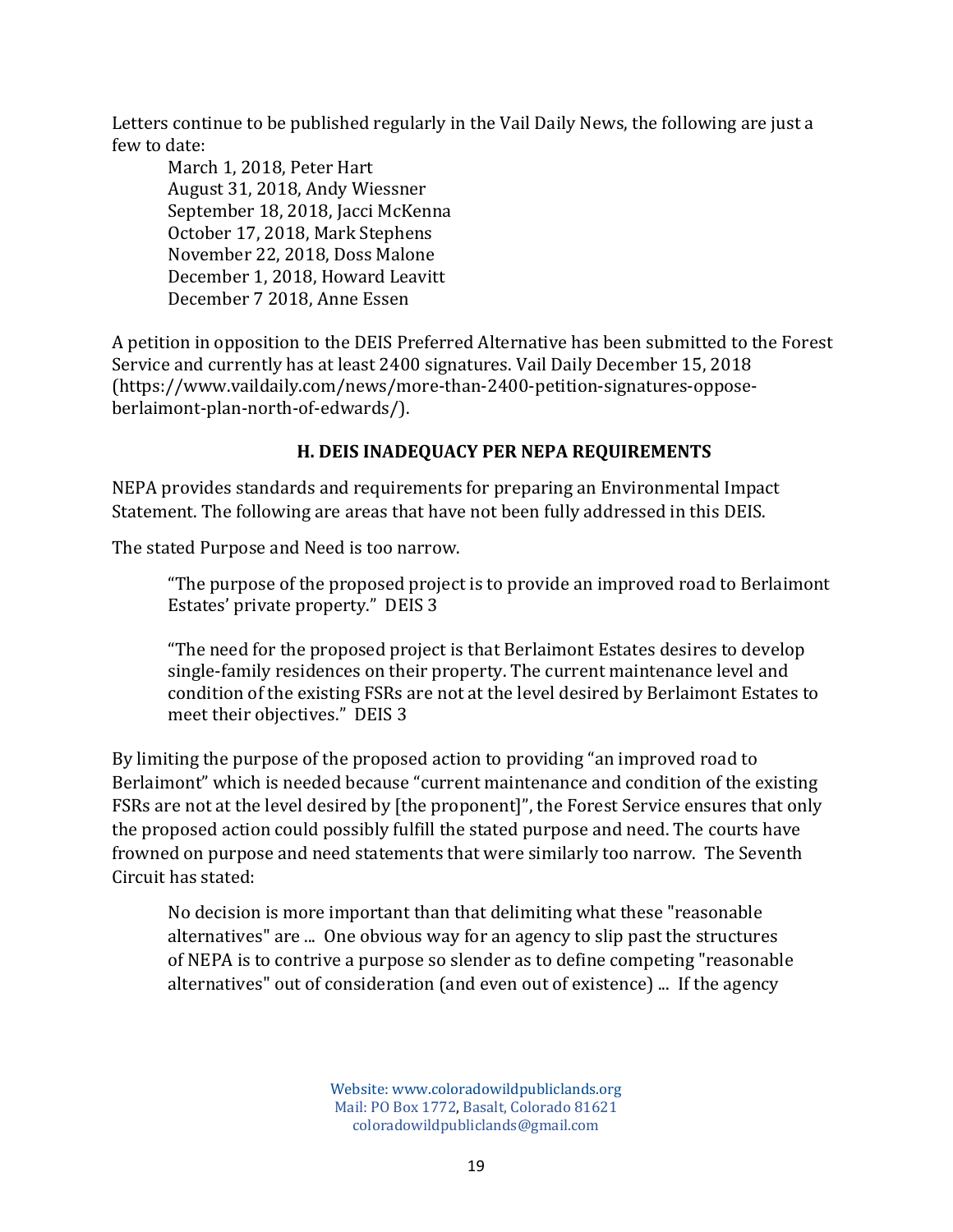Letters continue to be published regularly in the Vail Daily News, the following are just a few to date:

March 1, 2018, Peter Hart
August 31, 2018, Andy Wiessner
September 18, 2018, Jacci McKenna
October 17, 2018, Mark Stephens
November 22, 2018, Doss Malone
December 1, 2018, Howard Leavitt
December 7 2018, Anne Essen

A petition in opposition to the DEIS Preferred Alternative has been submitted to the Forest Service and currently has at least 2400 signatures. Vail Daily December 15, 2018 (https://www.vaildaily.com/news/more-than-2400-petition-signatures-oppose-berlaimont-plan-north-of-edwards/).

### H. DEIS INADEQUACY PER NEPA REQUIREMENTS

NEPA provides standards and requirements for preparing an Environmental Impact Statement. The following are areas that have not been fully addressed in this DEIS.

The stated Purpose and Need is too narrow.

> "The purpose of the proposed project is to provide an improved road to Berlaimont Estates' private property." DEIS 3
>
> "The need for the proposed project is that Berlaimont Estates desires to develop single-family residences on their property. The current maintenance level and condition of the existing FSRs are not at the level desired by Berlaimont Estates to meet their objectives." DEIS 3

By limiting the purpose of the proposed action to providing "an improved road to Berlaimont" which is needed because "current maintenance and condition of the existing FSRs are not at the level desired by [the proponent]", the Forest Service ensures that only the proposed action could possibly fulfill the stated purpose and need. The courts have frowned on purpose and need statements that were similarly too narrow. The Seventh Circuit has stated:

> No decision is more important than that delimiting what these "reasonable alternatives" are ... One obvious way for an agency to slip past the structures of NEPA is to contrive a purpose so slender as to define competing "reasonable alternatives" out of consideration (and even out of existence) ... If the agency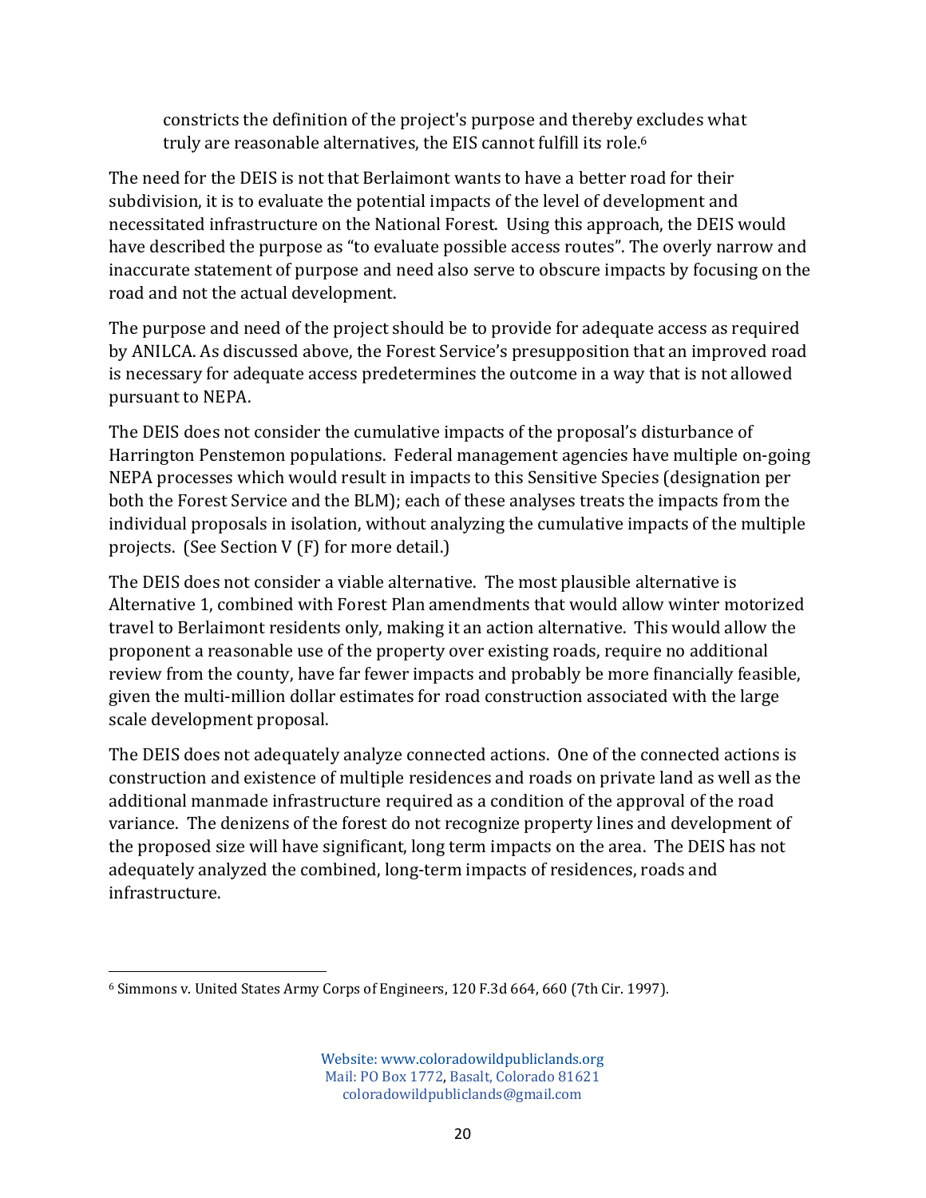> constricts the definition of the project's purpose and thereby excludes what truly are reasonable alternatives, the EIS cannot fulfill its role.[6]

The need for the DEIS is not that Berlaimont wants to have a better road for their subdivision, it is to evaluate the potential impacts of the level of development and necessitated infrastructure on the National Forest. Using this approach, the DEIS would have described the purpose as "to evaluate possible access routes". The overly narrow and inaccurate statement of purpose and need also serve to obscure impacts by focusing on the road and not the actual development.

The purpose and need of the project should be to provide for adequate access as required by ANILCA. As discussed above, the Forest Service's presupposition that an improved road is necessary for adequate access predetermines the outcome in a way that is not allowed pursuant to NEPA.

The DEIS does not consider the cumulative impacts of the proposal's disturbance of Harrington Penstemon populations. Federal management agencies have multiple on-going NEPA processes which would result in impacts to this Sensitive Species (designation per both the Forest Service and the BLM); each of these analyses treats the impacts from the individual proposals in isolation, without analyzing the cumulative impacts of the multiple projects. (See Section V (F) for more detail.)

The DEIS does not consider a viable alternative. The most plausible alternative is Alternative 1, combined with Forest Plan amendments that would allow winter motorized travel to Berlaimont residents only, making it an action alternative. This would allow the proponent a reasonable use of the property over existing roads, require no additional review from the county, have far fewer impacts and probably be more financially feasible, given the multi-million dollar estimates for road construction associated with the large scale development proposal.

The DEIS does not adequately analyze connected actions. One of the connected actions is construction and existence of multiple residences and roads on private land as well as the additional manmade infrastructure required as a condition of the approval of the road variance. The denizens of the forest do not recognize property lines and development of the proposed size will have significant, long term impacts on the area. The DEIS has not adequately analyzed the combined, long-term impacts of residences, roads and infrastructure.

---

[6] Simmons v. United States Army Corps of Engineers, 120 F.3d 664, 660 (7th Cir. 1997).

Website: www.coloradowildpubliclands.org
Mail: PO Box 1772, Basalt, Colorado 81621
coloradowildpubliclands@gmail.com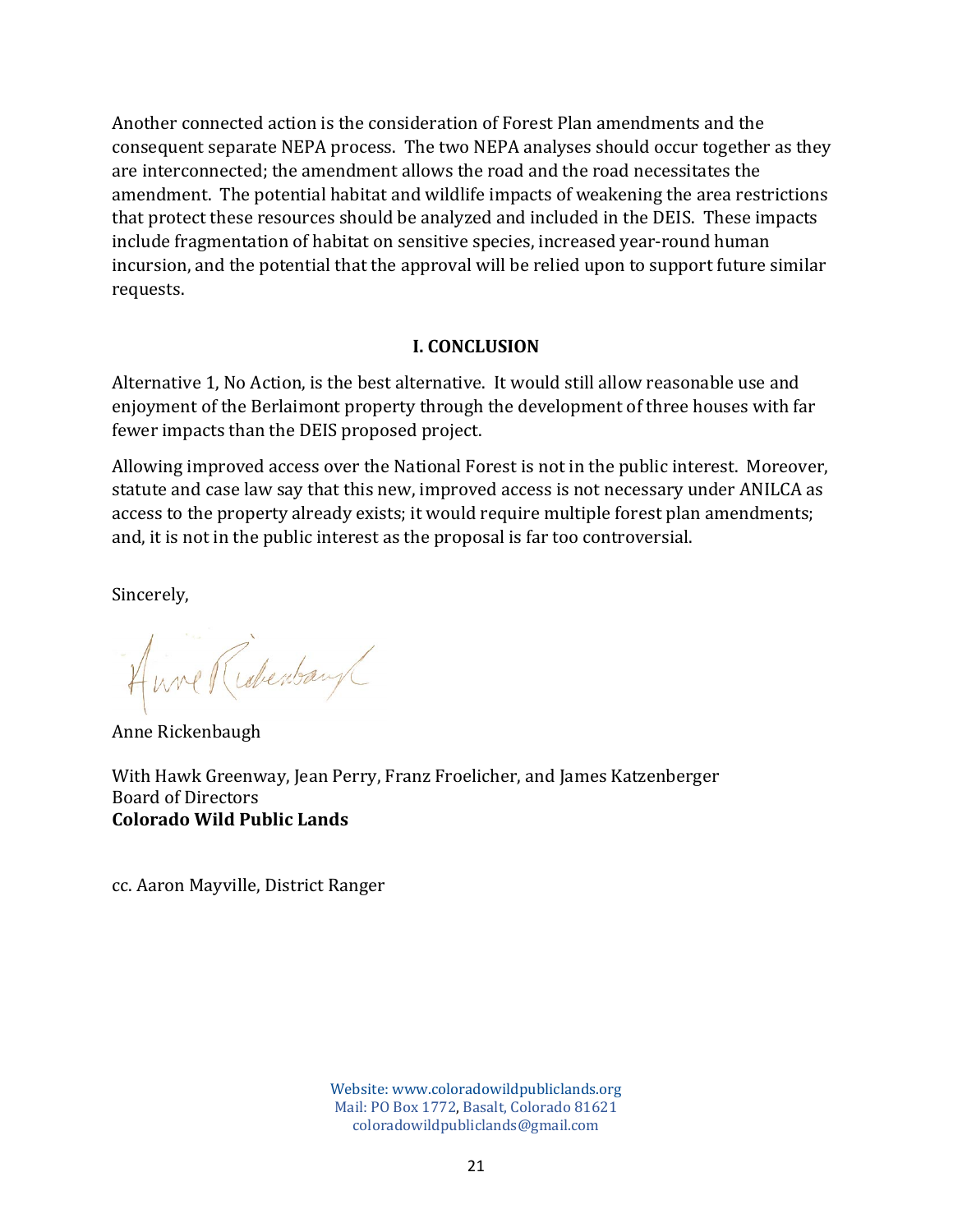Another connected action is the consideration of Forest Plan amendments and the consequent separate NEPA process. The two NEPA analyses should occur together as they are interconnected; the amendment allows the road and the road necessitates the amendment. The potential habitat and wildlife impacts of weakening the area restrictions that protect these resources should be analyzed and included in the DEIS. These impacts include fragmentation of habitat on sensitive species, increased year-round human incursion, and the potential that the approval will be relied upon to support future similar requests.

## I. CONCLUSION

Alternative 1, No Action, is the best alternative. It would still allow reasonable use and enjoyment of the Berlaimont property through the development of three houses with far fewer impacts than the DEIS proposed project.

Allowing improved access over the National Forest is not in the public interest. Moreover, statute and case law say that this new, improved access is not necessary under ANILCA as access to the property already exists; it would require multiple forest plan amendments; and, it is not in the public interest as the proposal is far too controversial.

Sincerely,

Anne Rickenbaugh

With Hawk Greenway, Jean Perry, Franz Froelicher, and James Katzenberger
Board of Directors
**Colorado Wild Public Lands**

cc. Aaron Mayville, District Ranger

Website: www.coloradowildpubliclands.org
Mail: PO Box 1772, Basalt, Colorado 81621
coloradowildpubliclands@gmail.com